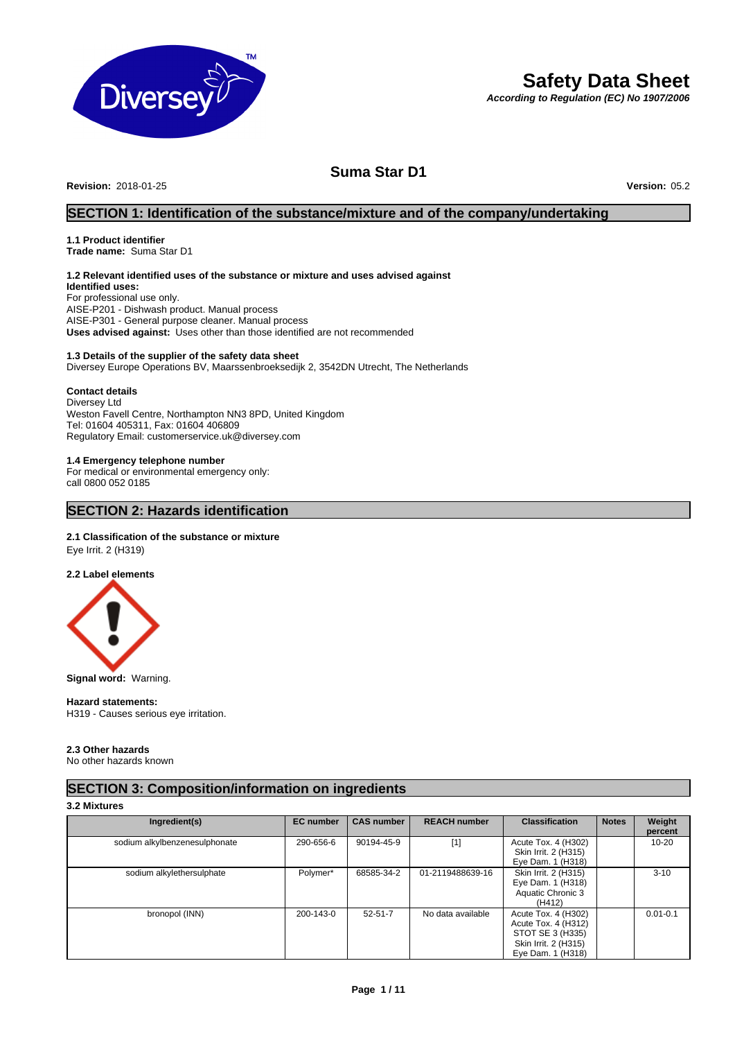# Safety Data Sheet

***According to Regulation (EC) No 1907/2006***

## Suma Star D1

**Revision:** 2018-01-25 **Version:** 05.2

## SECTION 1: Identification of the substance/mixture and of the company/undertaking

**1.1 Product identifier**
**Trade name:** Suma Star D1

**1.2 Relevant identified uses of the substance or mixture and uses advised against**
**Identified uses:**
For professional use only.
AISE-P201 - Dishwash product. Manual process
AISE-P301 - General purpose cleaner. Manual process
**Uses advised against:** Uses other than those identified are not recommended

**1.3 Details of the supplier of the safety data sheet**
Diversey Europe Operations BV, Maarssenbroeksedijk 2, 3542DN Utrecht, The Netherlands

**Contact details**
Diversey Ltd
Weston Favell Centre, Northampton NN3 8PD, United Kingdom
Tel: 01604 405311, Fax: 01604 406809
Regulatory Email: customerservice.uk@diversey.com

**1.4 Emergency telephone number**
For medical or environmental emergency only:
call 0800 052 0185

## SECTION 2: Hazards identification

**2.1 Classification of the substance or mixture**
Eye Irrit. 2 (H319)

**2.2 Label elements**

**Signal word:** Warning.

**Hazard statements:**
H319 - Causes serious eye irritation.

**2.3 Other hazards**
No other hazards known

## SECTION 3: Composition/information on ingredients

**3.2 Mixtures**

| Ingredient(s) | EC number | CAS number | REACH number | Classification | Notes | Weight percent |
|---|---|---|---|---|---|---|
| sodium alkylbenzenesulphonate | 290-656-6 | 90194-45-9 | [1] | Acute Tox. 4 (H302) Skin Irrit. 2 (H315) Eye Dam. 1 (H318) | | 10-20 |
| sodium alkylethersulphate | Polymer* | 68585-34-2 | 01-2119488639-16 | Skin Irrit. 2 (H315) Eye Dam. 1 (H318) Aquatic Chronic 3 (H412) | | 3-10 |
| bronopol (INN) | 200-143-0 | 52-51-7 | No data available | Acute Tox. 4 (H302) Acute Tox. 4 (H312) STOT SE 3 (H335) Skin Irrit. 2 (H315) Eye Dam. 1 (H318) | | 0.01-0.1 |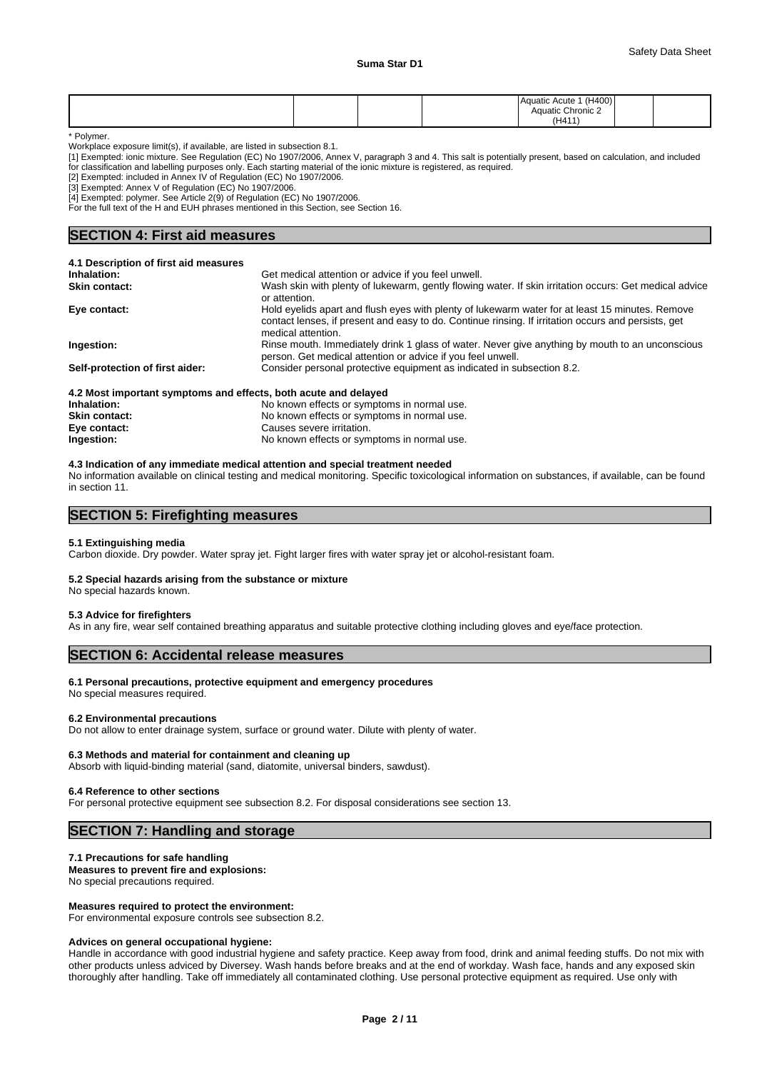|  |  |  |  | Aquatic Acute 1 (H400) Aquatic Chronic 2 (H411) |  |  |
|---|---|---|---|---|---|---|

* Polymer.

Workplace exposure limit(s), if available, are listed in subsection 8.1.

[1] Exempted: ionic mixture. See Regulation (EC) No 1907/2006, Annex V, paragraph 3 and 4. This salt is potentially present, based on calculation, and included for classification and labelling purposes only. Each starting material of the ionic mixture is registered, as required.

[2] Exempted: included in Annex IV of Regulation (EC) No 1907/2006.

[3] Exempted: Annex V of Regulation (EC) No 1907/2006.

[4] Exempted: polymer. See Article 2(9) of Regulation (EC) No 1907/2006.

For the full text of the H and EUH phrases mentioned in this Section, see Section 16.

## SECTION 4: First aid measures

### 4.1 Description of first aid measures

**Inhalation:** Get medical attention or advice if you feel unwell.

**Skin contact:** Wash skin with plenty of lukewarm, gently flowing water. If skin irritation occurs: Get medical advice or attention.

**Eye contact:** Hold eyelids apart and flush eyes with plenty of lukewarm water for at least 15 minutes. Remove contact lenses, if present and easy to do. Continue rinsing. If irritation occurs and persists, get medical attention.

**Ingestion:** Rinse mouth. Immediately drink 1 glass of water. Never give anything by mouth to an unconscious person. Get medical attention or advice if you feel unwell.

**Self-protection of first aider:** Consider personal protective equipment as indicated in subsection 8.2.

### 4.2 Most important symptoms and effects, both acute and delayed

**Inhalation:** No known effects or symptoms in normal use.

**Skin contact:** No known effects or symptoms in normal use.

**Eye contact:** Causes severe irritation.

**Ingestion:** No known effects or symptoms in normal use.

### 4.3 Indication of any immediate medical attention and special treatment needed

No information available on clinical testing and medical monitoring. Specific toxicological information on substances, if available, can be found in section 11.

## SECTION 5: Firefighting measures

### 5.1 Extinguishing media

Carbon dioxide. Dry powder. Water spray jet. Fight larger fires with water spray jet or alcohol-resistant foam.

### 5.2 Special hazards arising from the substance or mixture

No special hazards known.

### 5.3 Advice for firefighters

As in any fire, wear self contained breathing apparatus and suitable protective clothing including gloves and eye/face protection.

## SECTION 6: Accidental release measures

### 6.1 Personal precautions, protective equipment and emergency procedures

No special measures required.

### 6.2 Environmental precautions

Do not allow to enter drainage system, surface or ground water. Dilute with plenty of water.

### 6.3 Methods and material for containment and cleaning up

Absorb with liquid-binding material (sand, diatomite, universal binders, sawdust).

### 6.4 Reference to other sections

For personal protective equipment see subsection 8.2. For disposal considerations see section 13.

## SECTION 7: Handling and storage

### 7.1 Precautions for safe handling

**Measures to prevent fire and explosions:**

No special precautions required.

**Measures required to protect the environment:**

For environmental exposure controls see subsection 8.2.

**Advices on general occupational hygiene:**

Handle in accordance with good industrial hygiene and safety practice. Keep away from food, drink and animal feeding stuffs. Do not mix with other products unless adviced by Diversey. Wash hands before breaks and at the end of workday. Wash face, hands and any exposed skin thoroughly after handling. Take off immediately all contaminated clothing. Use personal protective equipment as required. Use only with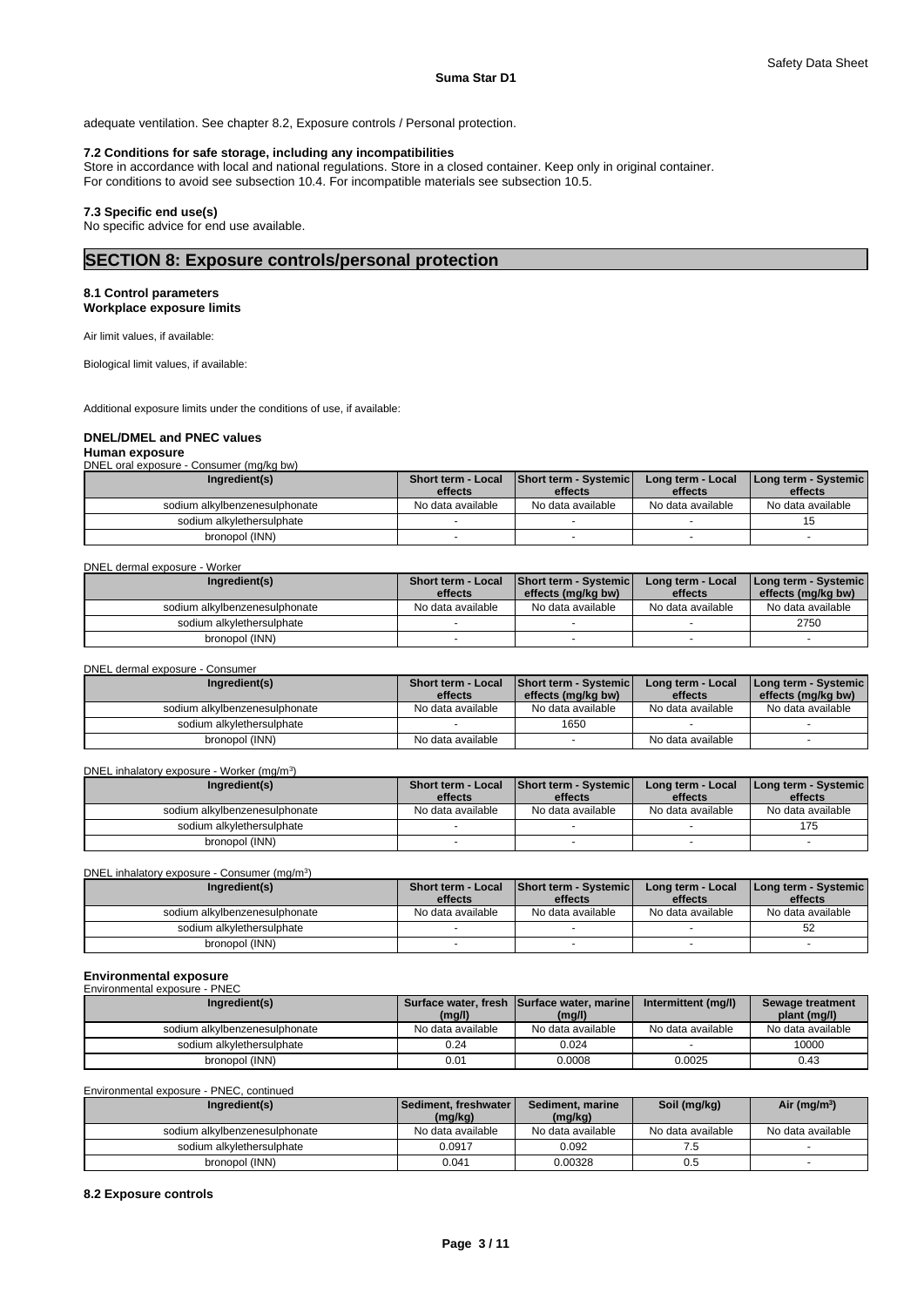adequate ventilation. See chapter 8.2, Exposure controls / Personal protection.

**7.2 Conditions for safe storage, including any incompatibilities**

Store in accordance with local and national regulations. Store in a closed container. Keep only in original container.
For conditions to avoid see subsection 10.4. For incompatible materials see subsection 10.5.

**7.3 Specific end use(s)**

No specific advice for end use available.

## SECTION 8: Exposure controls/personal protection

**8.1 Control parameters**
**Workplace exposure limits**

Air limit values, if available:

Biological limit values, if available:

Additional exposure limits under the conditions of use, if available:

**DNEL/DMEL and PNEC values**

**Human exposure**

DNEL oral exposure - Consumer (mg/kg bw)

| Ingredient(s) | Short term - Local effects | Short term - Systemic effects | Long term - Local effects | Long term - Systemic effects |
|---|---|---|---|---|
| sodium alkylbenzenesulphonate | No data available | No data available | No data available | No data available |
| sodium alkylethersulphate | - | - | - | 15 |
| bronopol (INN) | - | - | - | - |

DNEL dermal exposure - Worker

| Ingredient(s) | Short term - Local effects | Short term - Systemic effects (mg/kg bw) | Long term - Local effects | Long term - Systemic effects (mg/kg bw) |
|---|---|---|---|---|
| sodium alkylbenzenesulphonate | No data available | No data available | No data available | No data available |
| sodium alkylethersulphate | - | - | - | 2750 |
| bronopol (INN) | - | - | - | - |

DNEL dermal exposure - Consumer

| Ingredient(s) | Short term - Local effects | Short term - Systemic effects (mg/kg bw) | Long term - Local effects | Long term - Systemic effects (mg/kg bw) |
|---|---|---|---|---|
| sodium alkylbenzenesulphonate | No data available | No data available | No data available | No data available |
| sodium alkylethersulphate | - | 1650 | - | - |
| bronopol (INN) | No data available | - | No data available | - |

DNEL inhalatory exposure - Worker (mg/m$^3$)

| Ingredient(s) | Short term - Local effects | Short term - Systemic effects | Long term - Local effects | Long term - Systemic effects |
|---|---|---|---|---|
| sodium alkylbenzenesulphonate | No data available | No data available | No data available | No data available |
| sodium alkylethersulphate | - | - | - | 175 |
| bronopol (INN) | - | - | - | - |

DNEL inhalatory exposure - Consumer (mg/m$^3$)

| Ingredient(s) | Short term - Local effects | Short term - Systemic effects | Long term - Local effects | Long term - Systemic effects |
|---|---|---|---|---|
| sodium alkylbenzenesulphonate | No data available | No data available | No data available | No data available |
| sodium alkylethersulphate | - | - | - | 52 |
| bronopol (INN) | - | - | - | - |

**Environmental exposure**

Environmental exposure - PNEC

| Ingredient(s) | Surface water, fresh (mg/l) | Surface water, marine (mg/l) | Intermittent (mg/l) | Sewage treatment plant (mg/l) |
|---|---|---|---|---|
| sodium alkylbenzenesulphonate | No data available | No data available | No data available | No data available |
| sodium alkylethersulphate | 0.24 | 0.024 | - | 10000 |
| bronopol (INN) | 0.01 | 0.0008 | 0.0025 | 0.43 |

Environmental exposure - PNEC, continued

| Ingredient(s) | Sediment, freshwater (mg/kg) | Sediment, marine (mg/kg) | Soil (mg/kg) | Air (mg/m$^3$) |
|---|---|---|---|---|
| sodium alkylbenzenesulphonate | No data available | No data available | No data available | No data available |
| sodium alkylethersulphate | 0.0917 | 0.092 | 7.5 | - |
| bronopol (INN) | 0.041 | 0.00328 | 0.5 | - |

**8.2 Exposure controls**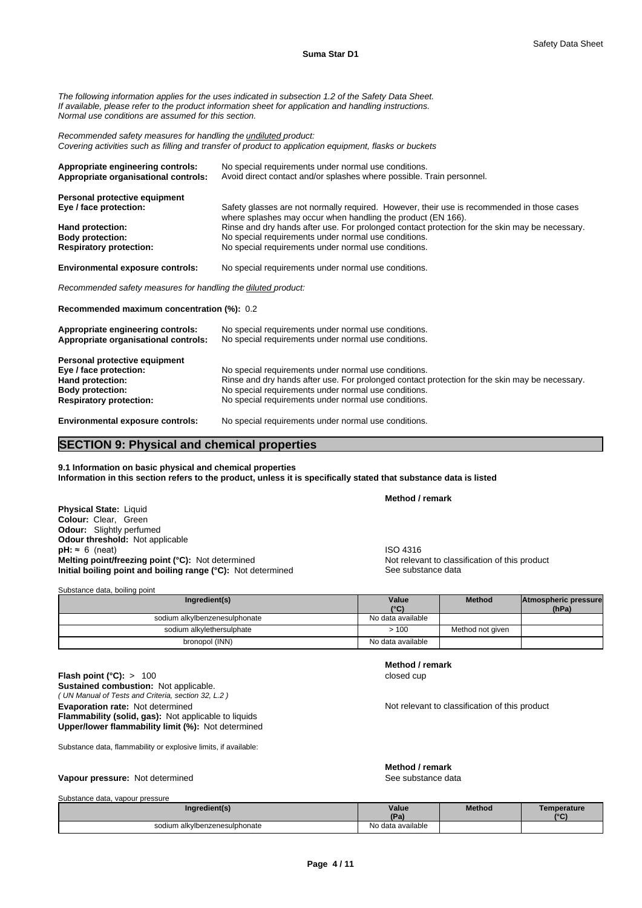*The following information applies for the uses indicated in subsection 1.2 of the Safety Data Sheet.*
*If available, please refer to the product information sheet for application and handling instructions.*
*Normal use conditions are assumed for this section.*

*Recommended safety measures for handling the undiluted product:*
*Covering activities such as filling and transfer of product to application equipment, flasks or buckets*

**Appropriate engineering controls:** No special requirements under normal use conditions.
**Appropriate organisational controls:** Avoid direct contact and/or splashes where possible. Train personnel.

**Personal protective equipment**
**Eye / face protection:** Safety glasses are not normally required. However, their use is recommended in those cases where splashes may occur when handling the product (EN 166).
**Hand protection:** Rinse and dry hands after use. For prolonged contact protection for the skin may be necessary.
**Body protection:** No special requirements under normal use conditions.
**Respiratory protection:** No special requirements under normal use conditions.

**Environmental exposure controls:** No special requirements under normal use conditions.

*Recommended safety measures for handling the diluted product:*

**Recommended maximum concentration (%):** 0.2

**Appropriate engineering controls:** No special requirements under normal use conditions.
**Appropriate organisational controls:** No special requirements under normal use conditions.

**Personal protective equipment**
**Eye / face protection:** No special requirements under normal use conditions.
**Hand protection:** Rinse and dry hands after use. For prolonged contact protection for the skin may be necessary.
**Body protection:** No special requirements under normal use conditions.
**Respiratory protection:** No special requirements under normal use conditions.

**Environmental exposure controls:** No special requirements under normal use conditions.

## SECTION 9: Physical and chemical properties

**9.1 Information on basic physical and chemical properties**
**Information in this section refers to the product, unless it is specifically stated that substance data is listed**

| | **Method / remark** |
|---|---|
| **Physical State:** Liquid | |
| **Colour:** Clear, Green | |
| **Odour:** Slightly perfumed | |
| **Odour threshold:** Not applicable | |
| **pH:** ≈ 6 (neat) | ISO 4316 |
| **Melting point/freezing point (°C):** Not determined | Not relevant to classification of this product |
| **Initial boiling point and boiling range (°C):** Not determined | See substance data |

Substance data, boiling point

| Ingredient(s) | Value (°C) | Method | Atmospheric pressure (hPa) |
|---|---|---|---|
| sodium alkylbenzenesulphonate | No data available | | |
| sodium alkylethersulphate | > 100 | Method not given | |
| bronopol (INN) | No data available | | |

| | **Method / remark** |
|---|---|
| **Flash point (°C):** > 100 | closed cup |
| **Sustained combustion:** Not applicable. *( UN Manual of Tests and Criteria, section 32, L.2 )* | |
| **Evaporation rate:** Not determined | Not relevant to classification of this product |
| **Flammability (solid, gas):** Not applicable to liquids | |
| **Upper/lower flammability limit (%):** Not determined | |

Substance data, flammability or explosive limits, if available:

| | **Method / remark** |
|---|---|
| **Vapour pressure:** Not determined | See substance data |

Substance data, vapour pressure

| Ingredient(s) | Value (Pa) | Method | Temperature (°C) |
|---|---|---|---|
| sodium alkylbenzenesulphonate | No data available | | |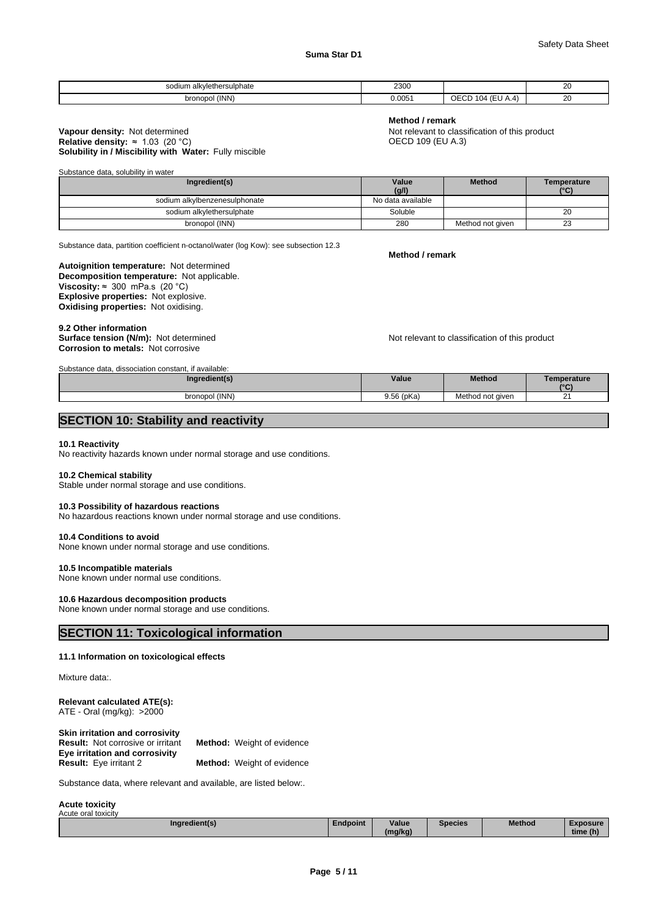| sodium alkylethersulphate | 2300 | | 20 |
|---|---|---|---|
| bronopol (INN) | 0.0051 | OECD 104 (EU A.4) | 20 |

**Method / remark**

**Vapour density:** Not determined — Not relevant to classification of this product

**Relative density:** ≈ 1.03 (20 °C) — OECD 109 (EU A.3)

**Solubility in / Miscibility with Water:** Fully miscible

Substance data, solubility in water

| Ingredient(s) | Value (g/l) | Method | Temperature (°C) |
|---|---|---|---|
| sodium alkylbenzenesulphonate | No data available | | |
| sodium alkylethersulphate | Soluble | | 20 |
| bronopol (INN) | 280 | Method not given | 23 |

Substance data, partition coefficient n-octanol/water (log Kow): see subsection 12.3

**Method / remark**

**Autoignition temperature:** Not determined

**Decomposition temperature:** Not applicable.

**Viscosity:** ≈ 300 mPa.s (20 °C)

**Explosive properties:** Not explosive.

**Oxidising properties:** Not oxidising.

**9.2 Other information**

**Surface tension (N/m):** Not determined — Not relevant to classification of this product

**Corrosion to metals:** Not corrosive

Substance data, dissociation constant, if available:

| Ingredient(s) | Value | Method | Temperature (°C) |
|---|---|---|---|
| bronopol (INN) | 9.56 (pKa) | Method not given | 21 |

## SECTION 10: Stability and reactivity

**10.1 Reactivity**

No reactivity hazards known under normal storage and use conditions.

**10.2 Chemical stability**

Stable under normal storage and use conditions.

**10.3 Possibility of hazardous reactions**

No hazardous reactions known under normal storage and use conditions.

**10.4 Conditions to avoid**

None known under normal storage and use conditions.

**10.5 Incompatible materials**

None known under normal use conditions.

**10.6 Hazardous decomposition products**

None known under normal storage and use conditions.

## SECTION 11: Toxicological information

**11.1 Information on toxicological effects**

Mixture data:.

**Relevant calculated ATE(s):**

ATE - Oral (mg/kg): >2000

**Skin irritation and corrosivity**

**Result:** Not corrosive or irritant **Method:** Weight of evidence

**Eye irritation and corrosivity**

**Result:** Eye irritant 2 **Method:** Weight of evidence

Substance data, where relevant and available, are listed below:.

**Acute toxicity**

Acute oral toxicity

| Ingredient(s) | Endpoint | Value (mg/kg) | Species | Method | Exposure time (h) |
|---|---|---|---|---|---|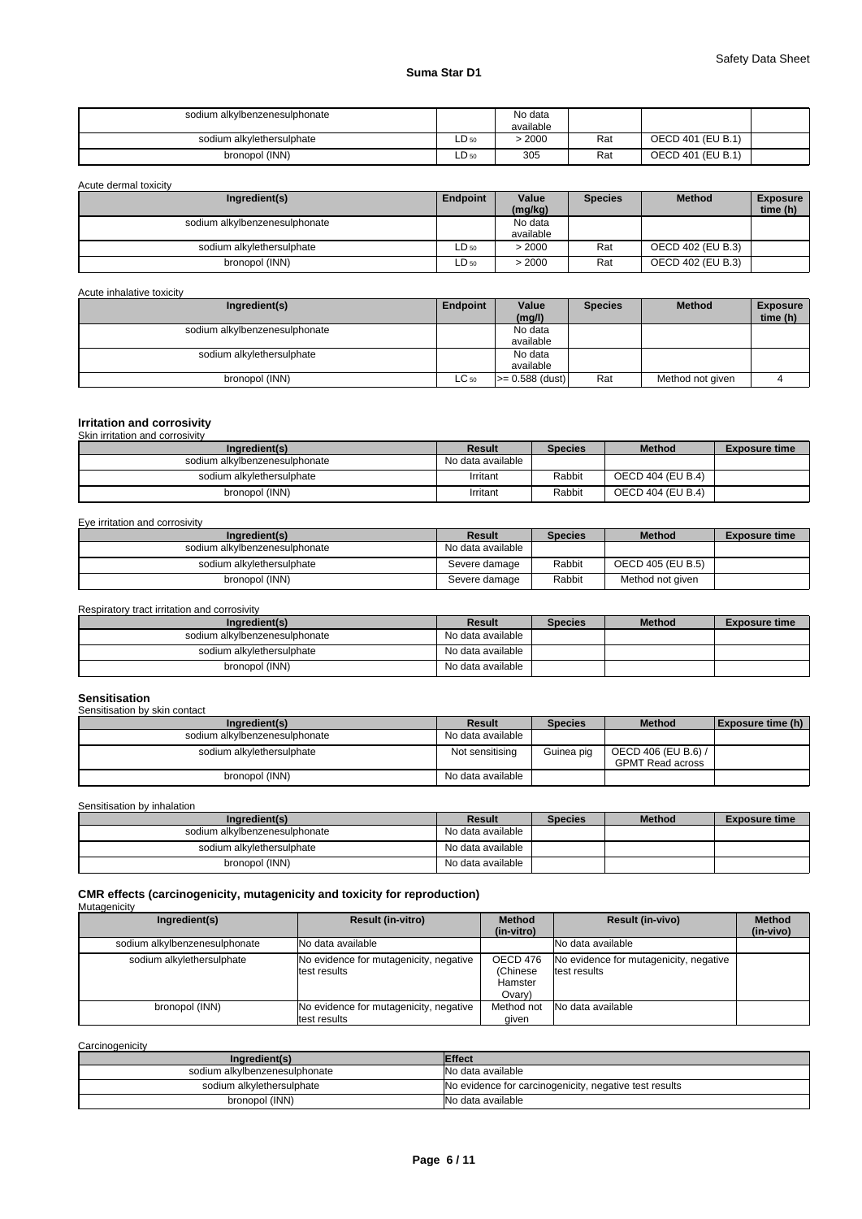| Ingredient(s) | Endpoint | Value (mg/kg) | Species | Method | Exposure time (h) |
|---|---|---|---|---|---|
| sodium alkylbenzenesulphonate | | No data available | | | |
| sodium alkylethersulphate | $LD_{50}$ | > 2000 | Rat | OECD 401 (EU B.1) | |
| bronopol (INN) | $LD_{50}$ | 305 | Rat | OECD 401 (EU B.1) | |

Acute dermal toxicity

| Ingredient(s) | Endpoint | Value (mg/kg) | Species | Method | Exposure time (h) |
|---|---|---|---|---|---|
| sodium alkylbenzenesulphonate | | No data available | | | |
| sodium alkylethersulphate | $LD_{50}$ | > 2000 | Rat | OECD 402 (EU B.3) | |
| bronopol (INN) | $LD_{50}$ | > 2000 | Rat | OECD 402 (EU B.3) | |

Acute inhalative toxicity

| Ingredient(s) | Endpoint | Value (mg/l) | Species | Method | Exposure time (h) |
|---|---|---|---|---|---|
| sodium alkylbenzenesulphonate | | No data available | | | |
| sodium alkylethersulphate | | No data available | | | |
| bronopol (INN) | $LC_{50}$ | >= 0.588 (dust) | Rat | Method not given | 4 |

### Irritation and corrosivity

Skin irritation and corrosivity

| Ingredient(s) | Result | Species | Method | Exposure time |
|---|---|---|---|---|
| sodium alkylbenzenesulphonate | No data available | | | |
| sodium alkylethersulphate | Irritant | Rabbit | OECD 404 (EU B.4) | |
| bronopol (INN) | Irritant | Rabbit | OECD 404 (EU B.4) | |

Eye irritation and corrosivity

| Ingredient(s) | Result | Species | Method | Exposure time |
|---|---|---|---|---|
| sodium alkylbenzenesulphonate | No data available | | | |
| sodium alkylethersulphate | Severe damage | Rabbit | OECD 405 (EU B.5) | |
| bronopol (INN) | Severe damage | Rabbit | Method not given | |

Respiratory tract irritation and corrosivity

| Ingredient(s) | Result | Species | Method | Exposure time |
|---|---|---|---|---|
| sodium alkylbenzenesulphonate | No data available | | | |
| sodium alkylethersulphate | No data available | | | |
| bronopol (INN) | No data available | | | |

### Sensitisation

Sensitisation by skin contact

| Ingredient(s) | Result | Species | Method | Exposure time (h) |
|---|---|---|---|---|
| sodium alkylbenzenesulphonate | No data available | | | |
| sodium alkylethersulphate | Not sensitising | Guinea pig | OECD 406 (EU B.6) / GPMT Read across | |
| bronopol (INN) | No data available | | | |

Sensitisation by inhalation

| Ingredient(s) | Result | Species | Method | Exposure time |
|---|---|---|---|---|
| sodium alkylbenzenesulphonate | No data available | | | |
| sodium alkylethersulphate | No data available | | | |
| bronopol (INN) | No data available | | | |

### CMR effects (carcinogenicity, mutagenicity and toxicity for reproduction)

Mutagenicity

| Ingredient(s) | Result (in-vitro) | Method (in-vitro) | Result (in-vivo) | Method (in-vivo) |
|---|---|---|---|---|
| sodium alkylbenzenesulphonate | No data available | | No data available | |
| sodium alkylethersulphate | No evidence for mutagenicity, negative test results | OECD 476 (Chinese Hamster Ovary) | No evidence for mutagenicity, negative test results | |
| bronopol (INN) | No evidence for mutagenicity, negative test results | Method not given | No data available | |

Carcinogenicity

| Ingredient(s) | Effect |
|---|---|
| sodium alkylbenzenesulphonate | No data available |
| sodium alkylethersulphate | No evidence for carcinogenicity, negative test results |
| bronopol (INN) | No data available |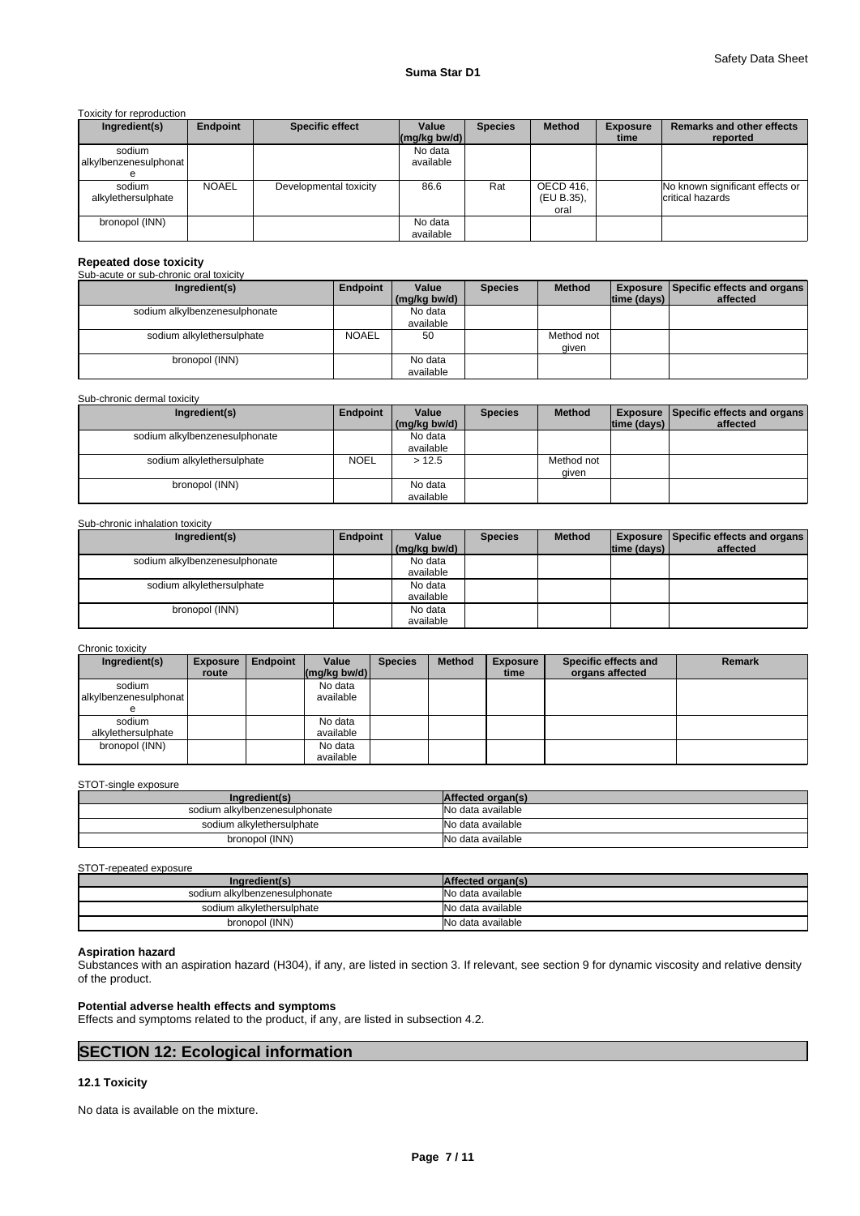Toxicity for reproduction

| Ingredient(s) | Endpoint | Specific effect | Value (mg/kg bw/d) | Species | Method | Exposure time | Remarks and other effects reported |
|---|---|---|---|---|---|---|---|
| sodium alkylbenzenesulphonate | | | No data available | | | | |
| sodium alkylethersulphate | NOAEL | Developmental toxicity | 86.6 | Rat | OECD 416, (EU B.35), oral | | No known significant effects or critical hazards |
| bronopol (INN) | | | No data available | | | | |

**Repeated dose toxicity**

Sub-acute or sub-chronic oral toxicity

| Ingredient(s) | Endpoint | Value (mg/kg bw/d) | Species | Method | Exposure time (days) | Specific effects and organs affected |
|---|---|---|---|---|---|---|
| sodium alkylbenzenesulphonate | | No data available | | | | |
| sodium alkylethersulphate | NOAEL | 50 | | Method not given | | |
| bronopol (INN) | | No data available | | | | |

Sub-chronic dermal toxicity

| Ingredient(s) | Endpoint | Value (mg/kg bw/d) | Species | Method | Exposure time (days) | Specific effects and organs affected |
|---|---|---|---|---|---|---|
| sodium alkylbenzenesulphonate | | No data available | | | | |
| sodium alkylethersulphate | NOEL | > 12.5 | | Method not given | | |
| bronopol (INN) | | No data available | | | | |

Sub-chronic inhalation toxicity

| Ingredient(s) | Endpoint | Value (mg/kg bw/d) | Species | Method | Exposure time (days) | Specific effects and organs affected |
|---|---|---|---|---|---|---|
| sodium alkylbenzenesulphonate | | No data available | | | | |
| sodium alkylethersulphate | | No data available | | | | |
| bronopol (INN) | | No data available | | | | |

Chronic toxicity

| Ingredient(s) | Exposure route | Endpoint | Value (mg/kg bw/d) | Species | Method | Exposure time | Specific effects and organs affected | Remark |
|---|---|---|---|---|---|---|---|---|
| sodium alkylbenzenesulphonate | | | No data available | | | | | |
| sodium alkylethersulphate | | | No data available | | | | | |
| bronopol (INN) | | | No data available | | | | | |

STOT-single exposure

| Ingredient(s) | Affected organ(s) |
|---|---|
| sodium alkylbenzenesulphonate | No data available |
| sodium alkylethersulphate | No data available |
| bronopol (INN) | No data available |

STOT-repeated exposure

| Ingredient(s) | Affected organ(s) |
|---|---|
| sodium alkylbenzenesulphonate | No data available |
| sodium alkylethersulphate | No data available |
| bronopol (INN) | No data available |

**Aspiration hazard**

Substances with an aspiration hazard (H304), if any, are listed in section 3. If relevant, see section 9 for dynamic viscosity and relative density of the product.

**Potential adverse health effects and symptoms**

Effects and symptoms related to the product, if any, are listed in subsection 4.2.

## SECTION 12: Ecological information

### 12.1 Toxicity

No data is available on the mixture.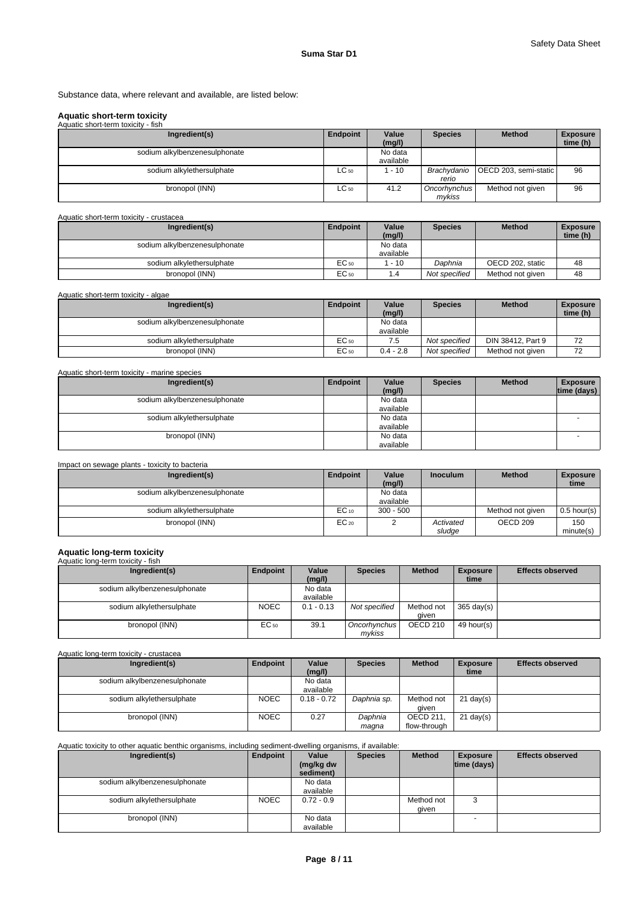Substance data, where relevant and available, are listed below:

### Aquatic short-term toxicity

Aquatic short-term toxicity - fish

| Ingredient(s) | Endpoint | Value (mg/l) | Species | Method | Exposure time (h) |
|---|---|---|---|---|---|
| sodium alkylbenzenesulphonate | | No data available | | | |
| sodium alkylethersulphate | $LC_{50}$ | 1 - 10 | *Brachydanio rerio* | OECD 203, semi-static | 96 |
| bronopol (INN) | $LC_{50}$ | 41.2 | *Oncorhynchus mykiss* | Method not given | 96 |

Aquatic short-term toxicity - crustacea

| Ingredient(s) | Endpoint | Value (mg/l) | Species | Method | Exposure time (h) |
|---|---|---|---|---|---|
| sodium alkylbenzenesulphonate | | No data available | | | |
| sodium alkylethersulphate | $EC_{50}$ | 1 - 10 | *Daphnia* | OECD 202, static | 48 |
| bronopol (INN) | $EC_{50}$ | 1.4 | *Not specified* | Method not given | 48 |

Aquatic short-term toxicity - algae

| Ingredient(s) | Endpoint | Value (mg/l) | Species | Method | Exposure time (h) |
|---|---|---|---|---|---|
| sodium alkylbenzenesulphonate | | No data available | | | |
| sodium alkylethersulphate | $EC_{50}$ | 7.5 | *Not specified* | DIN 38412, Part 9 | 72 |
| bronopol (INN) | $EC_{50}$ | 0.4 - 2.8 | *Not specified* | Method not given | 72 |

Aquatic short-term toxicity - marine species

| Ingredient(s) | Endpoint | Value (mg/l) | Species | Method | Exposure time (days) |
|---|---|---|---|---|---|
| sodium alkylbenzenesulphonate | | No data available | | | |
| sodium alkylethersulphate | | No data available | | | - |
| bronopol (INN) | | No data available | | | - |

Impact on sewage plants - toxicity to bacteria

| Ingredient(s) | Endpoint | Value (mg/l) | Inoculum | Method | Exposure time |
|---|---|---|---|---|---|
| sodium alkylbenzenesulphonate | | No data available | | | |
| sodium alkylethersulphate | $EC_{10}$ | 300 - 500 | | Method not given | 0.5 hour(s) |
| bronopol (INN) | $EC_{20}$ | 2 | *Activated sludge* | OECD 209 | 150 minute(s) |

### Aquatic long-term toxicity

Aquatic long-term toxicity - fish

| Ingredient(s) | Endpoint | Value (mg/l) | Species | Method | Exposure time | Effects observed |
|---|---|---|---|---|---|---|
| sodium alkylbenzenesulphonate | | No data available | | | | |
| sodium alkylethersulphate | NOEC | 0.1 - 0.13 | *Not specified* | Method not given | 365 day(s) | |
| bronopol (INN) | $EC_{50}$ | 39.1 | *Oncorhynchus mykiss* | OECD 210 | 49 hour(s) | |

Aquatic long-term toxicity - crustacea

| Ingredient(s) | Endpoint | Value (mg/l) | Species | Method | Exposure time | Effects observed |
|---|---|---|---|---|---|---|
| sodium alkylbenzenesulphonate | | No data available | | | | |
| sodium alkylethersulphate | NOEC | 0.18 - 0.72 | *Daphnia sp.* | Method not given | 21 day(s) | |
| bronopol (INN) | NOEC | 0.27 | *Daphnia magna* | OECD 211, flow-through | 21 day(s) | |

Aquatic toxicity to other aquatic benthic organisms, including sediment-dwelling organisms, if available:

| Ingredient(s) | Endpoint | Value (mg/kg dw sediment) | Species | Method | Exposure time (days) | Effects observed |
|---|---|---|---|---|---|---|
| sodium alkylbenzenesulphonate | | No data available | | | | |
| sodium alkylethersulphate | NOEC | 0.72 - 0.9 | | Method not given | 3 | |
| bronopol (INN) | | No data available | | | - | |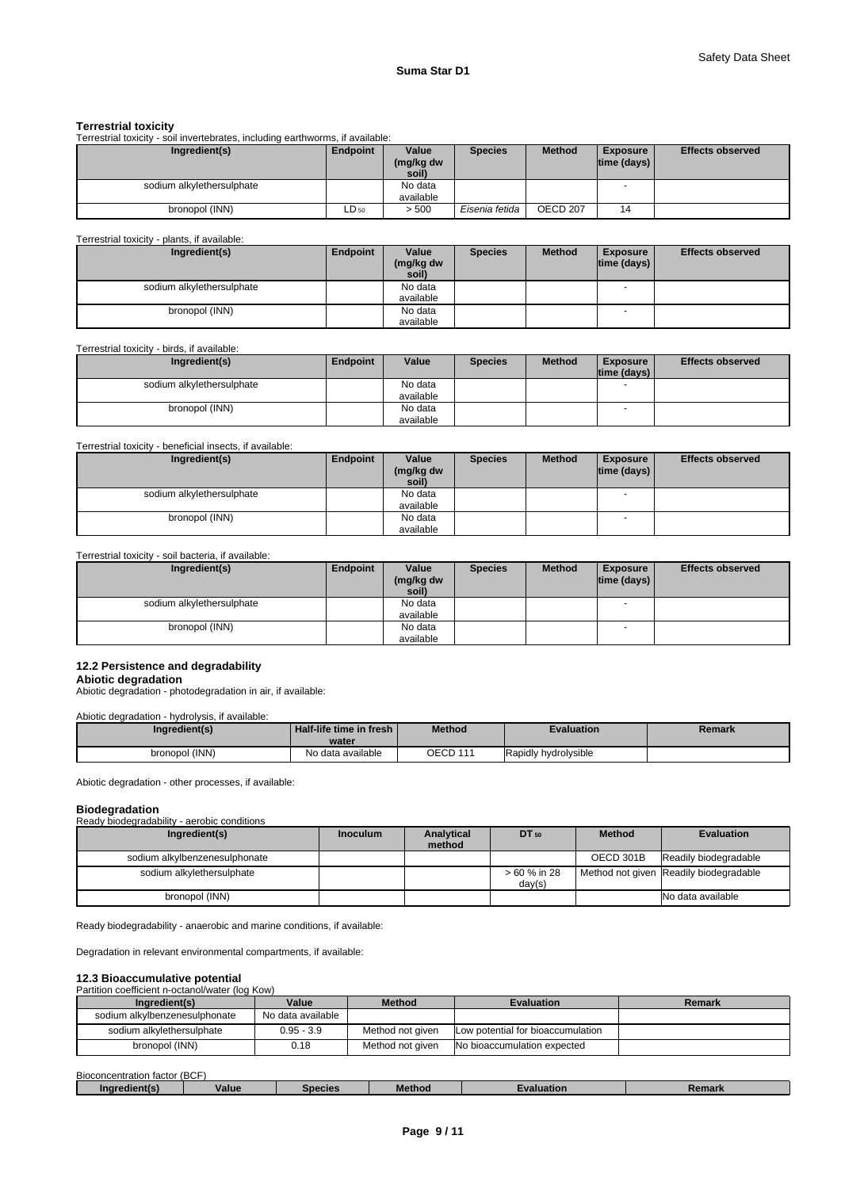**Terrestrial toxicity**

Terrestrial toxicity - soil invertebrates, including earthworms, if available:

| Ingredient(s) | Endpoint | Value (mg/kg dw soil) | Species | Method | Exposure time (days) | Effects observed |
|---|---|---|---|---|---|---|
| sodium alkylethersulphate | | No data available | | | - | |
| bronopol (INN) | $LD_{50}$ | > 500 | *Eisenia fetida* | OECD 207 | 14 | |

Terrestrial toxicity - plants, if available:

| Ingredient(s) | Endpoint | Value (mg/kg dw soil) | Species | Method | Exposure time (days) | Effects observed |
|---|---|---|---|---|---|---|
| sodium alkylethersulphate | | No data available | | | - | |
| bronopol (INN) | | No data available | | | - | |

Terrestrial toxicity - birds, if available:

| Ingredient(s) | Endpoint | Value | Species | Method | Exposure time (days) | Effects observed |
|---|---|---|---|---|---|---|
| sodium alkylethersulphate | | No data available | | | - | |
| bronopol (INN) | | No data available | | | - | |

Terrestrial toxicity - beneficial insects, if available:

| Ingredient(s) | Endpoint | Value (mg/kg dw soil) | Species | Method | Exposure time (days) | Effects observed |
|---|---|---|---|---|---|---|
| sodium alkylethersulphate | | No data available | | | - | |
| bronopol (INN) | | No data available | | | - | |

Terrestrial toxicity - soil bacteria, if available:

| Ingredient(s) | Endpoint | Value (mg/kg dw soil) | Species | Method | Exposure time (days) | Effects observed |
|---|---|---|---|---|---|---|
| sodium alkylethersulphate | | No data available | | | - | |
| bronopol (INN) | | No data available | | | - | |

### 12.2 Persistence and degradability

**Abiotic degradation**

Abiotic degradation - photodegradation in air, if available:

Abiotic degradation - hydrolysis, if available:

| Ingredient(s) | Half-life time in fresh water | Method | Evaluation | Remark |
|---|---|---|---|---|
| bronopol (INN) | No data available | OECD 111 | Rapidly hydrolysible | |

Abiotic degradation - other processes, if available:

**Biodegradation**

Ready biodegradability - aerobic conditions

| Ingredient(s) | Inoculum | Analytical method | $DT_{50}$ | Method | Evaluation |
|---|---|---|---|---|---|
| sodium alkylbenzenesulphonate | | | | OECD 301B | Readily biodegradable |
| sodium alkylethersulphate | | | > 60 % in 28 day(s) | Method not given | Readily biodegradable |
| bronopol (INN) | | | | | No data available |

Ready biodegradability - anaerobic and marine conditions, if available:

Degradation in relevant environmental compartments, if available:

### 12.3 Bioaccumulative potential

Partition coefficient n-octanol/water (log Kow)

| Ingredient(s) | Value | Method | Evaluation | Remark |
|---|---|---|---|---|
| sodium alkylbenzenesulphonate | No data available | | | |
| sodium alkylethersulphate | 0.95 - 3.9 | Method not given | Low potential for bioaccumulation | |
| bronopol (INN) | 0.18 | Method not given | No bioaccumulation expected | |

Bioconcentration factor (BCF)

| Ingredient(s) | Value | Species | Method | Evaluation | Remark |
|---|---|---|---|---|---|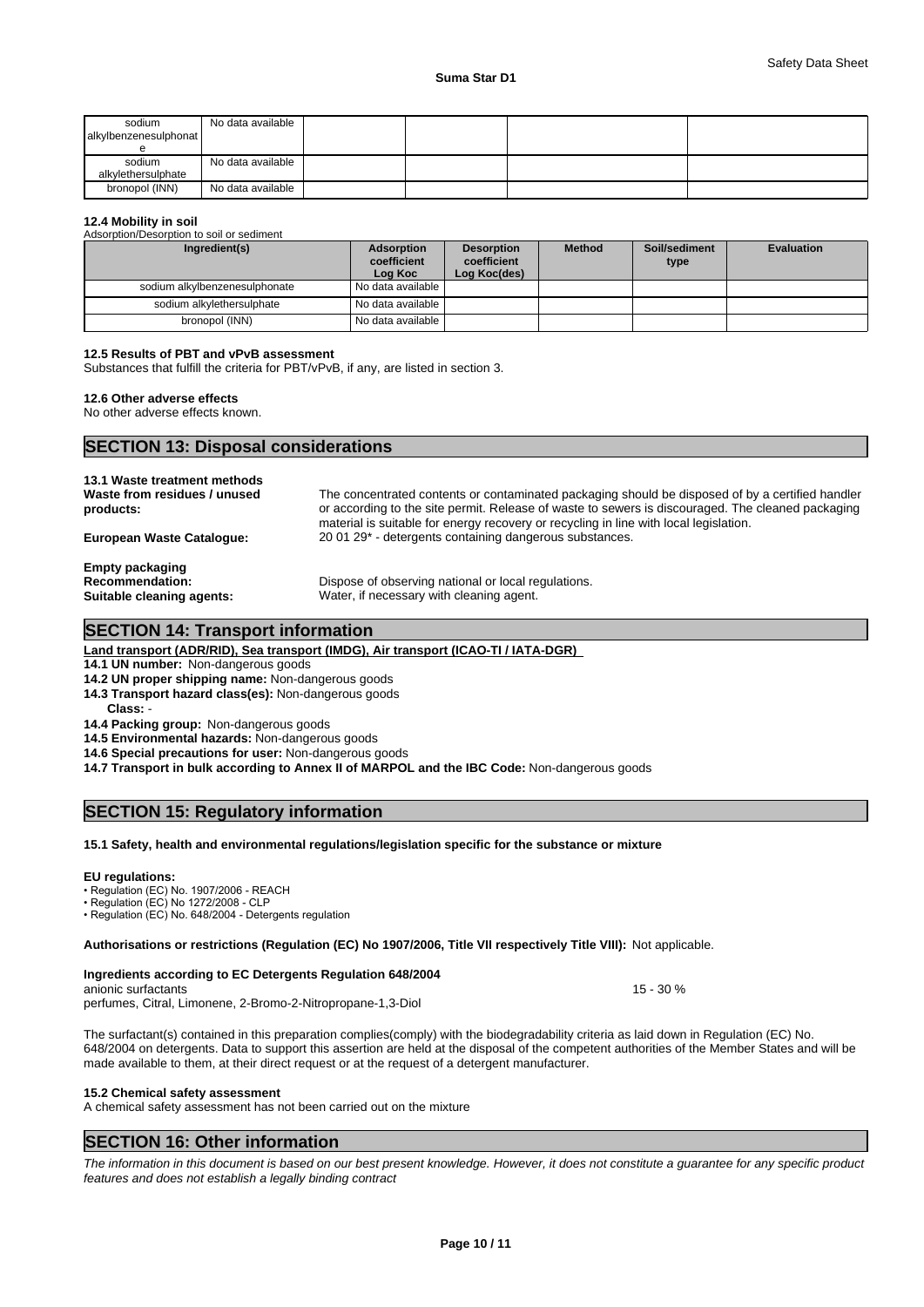| sodium alkylbenzenesulphonate | No data available | | | | |
|---|---|---|---|---|---|
| sodium alkylethersulphate | No data available | | | | |
| bronopol (INN) | No data available | | | | |

**12.4 Mobility in soil**

Adsorption/Desorption to soil or sediment

| Ingredient(s) | Adsorption coefficient Log Koc | Desorption coefficient Log Koc(des) | Method | Soil/sediment type | Evaluation |
|---|---|---|---|---|---|
| sodium alkylbenzenesulphonate | No data available | | | | |
| sodium alkylethersulphate | No data available | | | | |
| bronopol (INN) | No data available | | | | |

**12.5 Results of PBT and vPvB assessment**

Substances that fulfill the criteria for PBT/vPvB, if any, are listed in section 3.

**12.6 Other adverse effects**

No other adverse effects known.

## SECTION 13: Disposal considerations

**13.1 Waste treatment methods**

**Waste from residues / unused products:** The concentrated contents or contaminated packaging should be disposed of by a certified handler or according to the site permit. Release of waste to sewers is discouraged. The cleaned packaging material is suitable for energy recovery or recycling in line with local legislation.

**European Waste Catalogue:** 20 01 29* - detergents containing dangerous substances.

**Empty packaging**

**Recommendation:** Dispose of observing national or local regulations.

**Suitable cleaning agents:** Water, if necessary with cleaning agent.

## SECTION 14: Transport information

**Land transport (ADR/RID), Sea transport (IMDG), Air transport (ICAO-TI / IATA-DGR)**

**14.1 UN number:** Non-dangerous goods

**14.2 UN proper shipping name:** Non-dangerous goods

**14.3 Transport hazard class(es):** Non-dangerous goods

**Class:** -

**14.4 Packing group:** Non-dangerous goods

**14.5 Environmental hazards:** Non-dangerous goods

**14.6 Special precautions for user:** Non-dangerous goods

**14.7 Transport in bulk according to Annex II of MARPOL and the IBC Code:** Non-dangerous goods

## SECTION 15: Regulatory information

**15.1 Safety, health and environmental regulations/legislation specific for the substance or mixture**

**EU regulations:**

- Regulation (EC) No. 1907/2006 - REACH
- Regulation (EC) No 1272/2008 - CLP
- Regulation (EC) No. 648/2004 - Detergents regulation

**Authorisations or restrictions (Regulation (EC) No 1907/2006, Title VII respectively Title VIII):** Not applicable.

**Ingredients according to EC Detergents Regulation 648/2004**

anionic surfactants 15 - 30 %

perfumes, Citral, Limonene, 2-Bromo-2-Nitropropane-1,3-Diol

The surfactant(s) contained in this preparation complies(comply) with the biodegradability criteria as laid down in Regulation (EC) No. 648/2004 on detergents. Data to support this assertion are held at the disposal of the competent authorities of the Member States and will be made available to them, at their direct request or at the request of a detergent manufacturer.

**15.2 Chemical safety assessment**

A chemical safety assessment has not been carried out on the mixture

## SECTION 16: Other information

*The information in this document is based on our best present knowledge. However, it does not constitute a guarantee for any specific product features and does not establish a legally binding contract*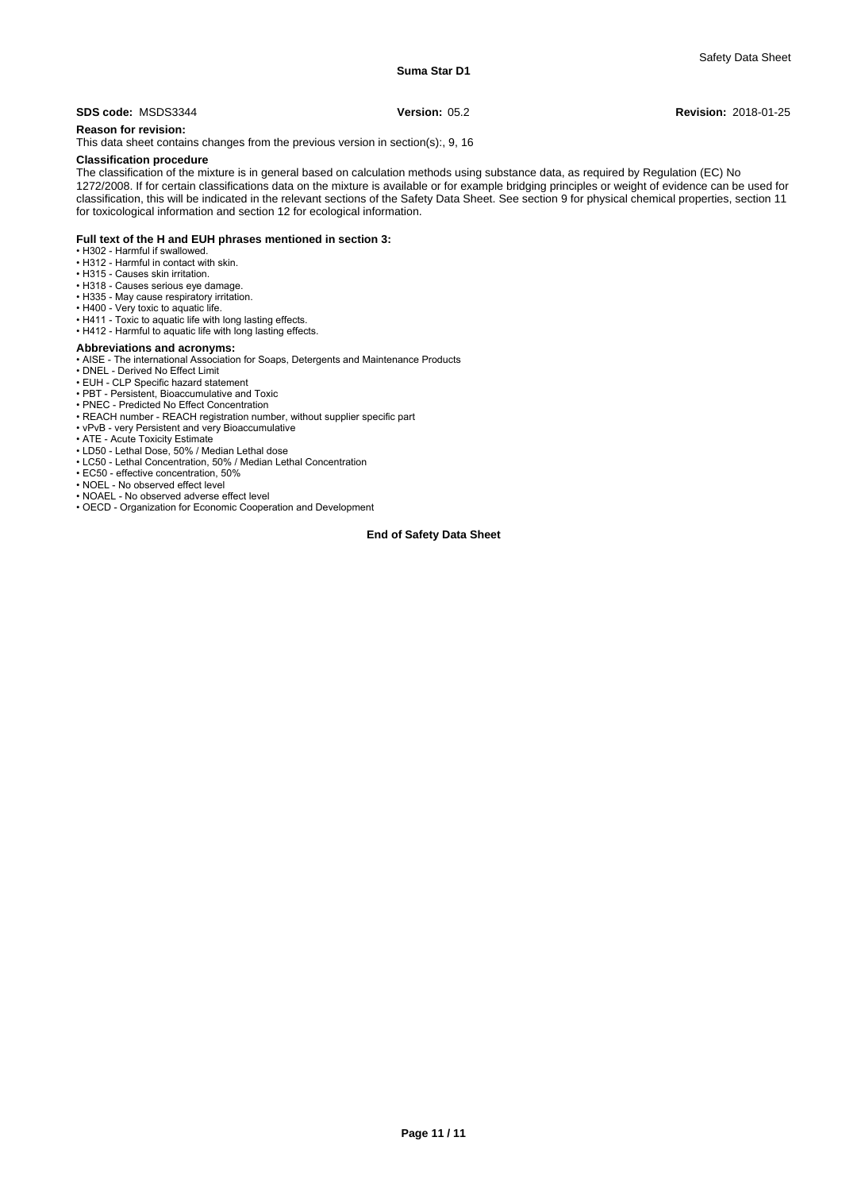**SDS code:** MSDS3344 **Version:** 05.2 **Revision:** 2018-01-25

**Reason for revision:**

This data sheet contains changes from the previous version in section(s):, 9, 16

**Classification procedure**

The classification of the mixture is in general based on calculation methods using substance data, as required by Regulation (EC) No 1272/2008. If for certain classifications data on the mixture is available or for example bridging principles or weight of evidence can be used for classification, this will be indicated in the relevant sections of the Safety Data Sheet. See section 9 for physical chemical properties, section 11 for toxicological information and section 12 for ecological information.

**Full text of the H and EUH phrases mentioned in section 3:**

- H302 - Harmful if swallowed.
- H312 - Harmful in contact with skin.
- H315 - Causes skin irritation.
- H318 - Causes serious eye damage.
- H335 - May cause respiratory irritation.
- H400 - Very toxic to aquatic life.
- H411 - Toxic to aquatic life with long lasting effects.
- H412 - Harmful to aquatic life with long lasting effects.

**Abbreviations and acronyms:**

- AISE - The international Association for Soaps, Detergents and Maintenance Products
- DNEL - Derived No Effect Limit
- EUH - CLP Specific hazard statement
- PBT - Persistent, Bioaccumulative and Toxic
- PNEC - Predicted No Effect Concentration
- REACH number - REACH registration number, without supplier specific part
- vPvB - very Persistent and very Bioaccumulative
- ATE - Acute Toxicity Estimate
- LD50 - Lethal Dose, 50% / Median Lethal dose
- LC50 - Lethal Concentration, 50% / Median Lethal Concentration
- EC50 - effective concentration, 50%
- NOEL - No observed effect level
- NOAEL - No observed adverse effect level
- OECD - Organization for Economic Cooperation and Development

**End of Safety Data Sheet**